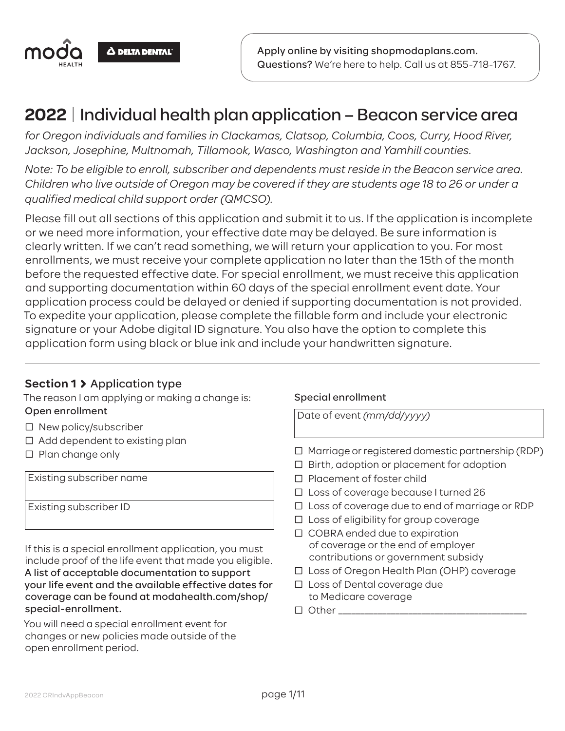moda HEALTH | DELTA DENTAL

Apply online by visiting shopmodaplans.com.
**Questions?** We're here to help. Call us at 855-718-1767.

# 2022 | Individual health plan application – Beacon service area

*for Oregon individuals and families in Clackamas, Clatsop, Columbia, Coos, Curry, Hood River, Jackson, Josephine, Multnomah, Tillamook, Wasco, Washington and Yamhill counties.*

*Note: To be eligible to enroll, subscriber and dependents must reside in the Beacon service area. Children who live outside of Oregon may be covered if they are students age 18 to 26 or under a qualified medical child support order (QMCSO).*

Please fill out all sections of this application and submit it to us. If the application is incomplete or we need more information, your effective date may be delayed. Be sure information is clearly written. If we can't read something, we will return your application to you. For most enrollments, we must receive your complete application no later than the 15th of the month before the requested effective date. For special enrollment, we must receive this application and supporting documentation within 60 days of the special enrollment event date. Your application process could be delayed or denied if supporting documentation is not provided. To expedite your application, please complete the fillable form and include your electronic signature or your Adobe digital ID signature. You also have the option to complete this application form using black or blue ink and include your handwritten signature.

---

## Section 1 > Application type

The reason I am applying or making a change is:

**Open enrollment**

- ☐ New policy/subscriber
- ☐ Add dependent to existing plan
- ☐ Plan change only

| Existing subscriber name |
|---|
| Existing subscriber ID |

If this is a special enrollment application, you must include proof of the life event that made you eligible. **A list of acceptable documentation to support your life event and the available effective dates for coverage can be found at modahealth.com/shop/special-enrollment.**

You will need a special enrollment event for changes or new policies made outside of the open enrollment period.

**Special enrollment**

| Date of event *(mm/dd/yyyy)* |
|---|

- ☐ Marriage or registered domestic partnership (RDP)
- ☐ Birth, adoption or placement for adoption
- ☐ Placement of foster child
- ☐ Loss of coverage because I turned 26
- ☐ Loss of coverage due to end of marriage or RDP
- ☐ Loss of eligibility for group coverage
- ☐ COBRA ended due to expiration of coverage or the end of employer contributions or government subsidy
- ☐ Loss of Oregon Health Plan (OHP) coverage
- ☐ Loss of Dental coverage due to Medicare coverage
- ☐ Other ___________________________________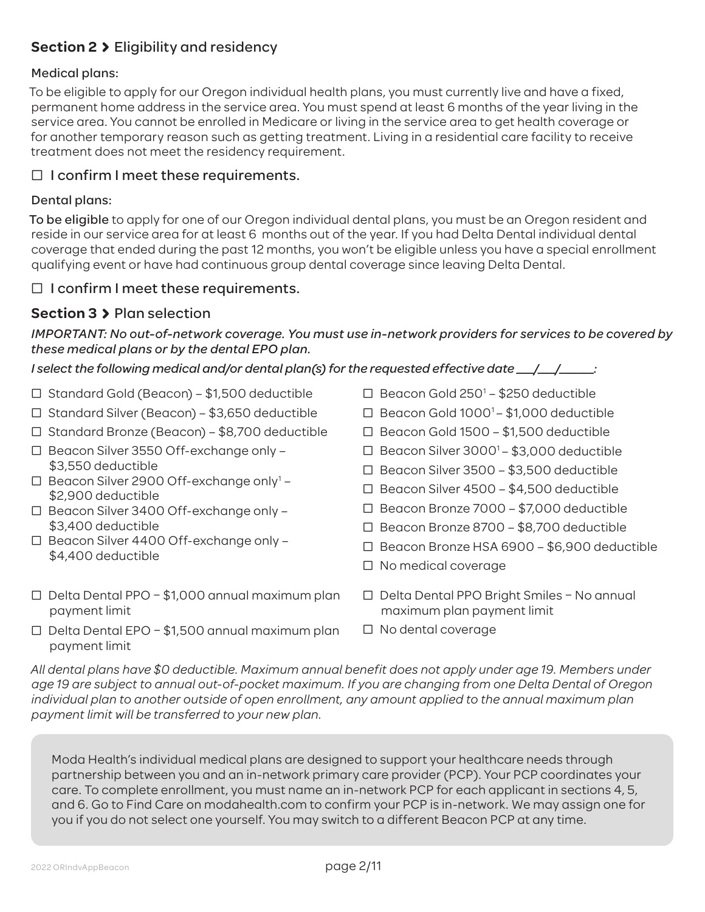## Section 2 › Eligibility and residency

### Medical plans:

To be eligible to apply for our Oregon individual health plans, you must currently live and have a fixed, permanent home address in the service area. You must spend at least 6 months of the year living in the service area. You cannot be enrolled in Medicare or living in the service area to get health coverage or for another temporary reason such as getting treatment. Living in a residential care facility to receive treatment does not meet the residency requirement.

☐ I confirm I meet these requirements.

### Dental plans:

To be eligible to apply for one of our Oregon individual dental plans, you must be an Oregon resident and reside in our service area for at least 6 months out of the year. If you had Delta Dental individual dental coverage that ended during the past 12 months, you won't be eligible unless you have a special enrollment qualifying event or have had continuous group dental coverage since leaving Delta Dental.

☐ I confirm I meet these requirements.

## Section 3 › Plan selection

*IMPORTANT: No out-of-network coverage. You must use in-network providers for services to be covered by these medical plans or by the dental EPO plan.*

*I select the following medical and/or dental plan(s) for the requested effective date ___/___/_____:*

- ☐ Standard Gold (Beacon) – $1,500 deductible
- ☐ Standard Silver (Beacon) – $3,650 deductible
- ☐ Standard Bronze (Beacon) – $8,700 deductible
- ☐ Beacon Silver 3550 Off-exchange only – $3,550 deductible
- ☐ Beacon Silver 2900 Off-exchange only[1] – $2,900 deductible
- ☐ Beacon Silver 3400 Off-exchange only – $3,400 deductible
- ☐ Beacon Silver 4400 Off-exchange only – $4,400 deductible
- ☐ Beacon Gold 250[1] – $250 deductible
- ☐ Beacon Gold 1000[1] – $1,000 deductible
- ☐ Beacon Gold 1500 – $1,500 deductible
- ☐ Beacon Silver 3000[1] – $3,000 deductible
- ☐ Beacon Silver 3500 – $3,500 deductible
- ☐ Beacon Silver 4500 – $4,500 deductible
- ☐ Beacon Bronze 7000 – $7,000 deductible
- ☐ Beacon Bronze 8700 – $8,700 deductible
- ☐ Beacon Bronze HSA 6900 – $6,900 deductible
- ☐ No medical coverage

- ☐ Delta Dental PPO – $1,000 annual maximum plan payment limit
- ☐ Delta Dental EPO – $1,500 annual maximum plan payment limit
- ☐ Delta Dental PPO Bright Smiles – No annual maximum plan payment limit
- ☐ No dental coverage

*All dental plans have $0 deductible. Maximum annual benefit does not apply under age 19. Members under age 19 are subject to annual out-of-pocket maximum. If you are changing from one Delta Dental of Oregon individual plan to another outside of open enrollment, any amount applied to the annual maximum plan payment limit will be transferred to your new plan.*

Moda Health's individual medical plans are designed to support your healthcare needs through partnership between you and an in-network primary care provider (PCP). Your PCP coordinates your care. To complete enrollment, you must name an in-network PCP for each applicant in sections 4, 5, and 6. Go to Find Care on modahealth.com to confirm your PCP is in-network. We may assign one for you if you do not select one yourself. You may switch to a different Beacon PCP at any time.

2022 ORIndvAppBeacon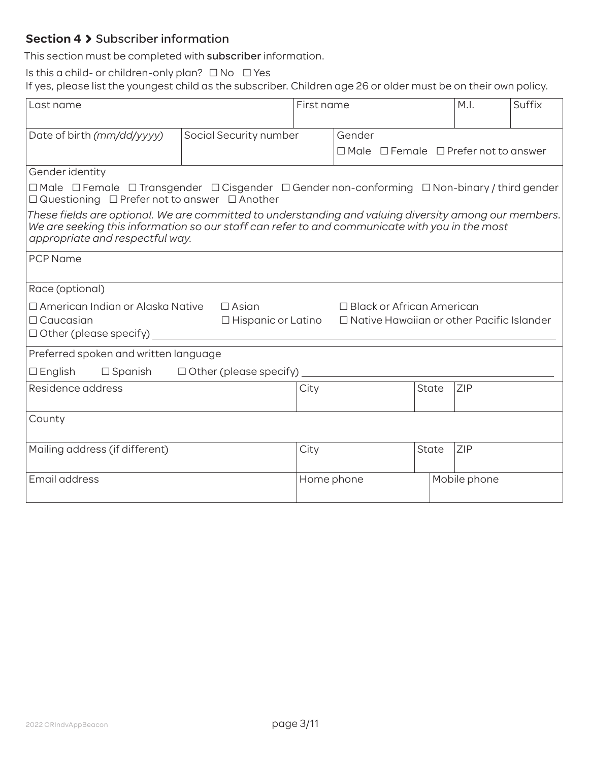## **Section 4** › Subscriber information

This section must be completed with **subscriber** information.

Is this a child- or children-only plan? ☐ No ☐ Yes

If yes, please list the youngest child as the subscriber. Children age 26 or older must be on their own policy.

| Last name | | First name | | M.I. | Suffix |
|---|---|---|---|---|---|
| Date of birth *(mm/dd/yyyy)* | Social Security number | Gender<br>☐ Male ☐ Female ☐ Prefer not to answer | | | |

Gender identity

☐ Male ☐ Female ☐ Transgender ☐ Cisgender ☐ Gender non-conforming ☐ Non-binary / third gender ☐ Questioning ☐ Prefer not to answer ☐ Another

*These fields are optional. We are committed to understanding and valuing diversity among our members. We are seeking this information so our staff can refer to and communicate with you in the most appropriate and respectful way.*

PCP Name

Race (optional)

☐ American Indian or Alaska Native ☐ Asian ☐ Black or African American
☐ Caucasian ☐ Hispanic or Latino ☐ Native Hawaiian or other Pacific Islander
☐ Other (please specify) ____________________

Preferred spoken and written language

☐ English ☐ Spanish ☐ Other (please specify) ____________________

| Residence address | City | State | ZIP |
|---|---|---|---|
| County | | | |
| Mailing address (if different) | City | State | ZIP |
| Email address | Home phone | Mobile phone | |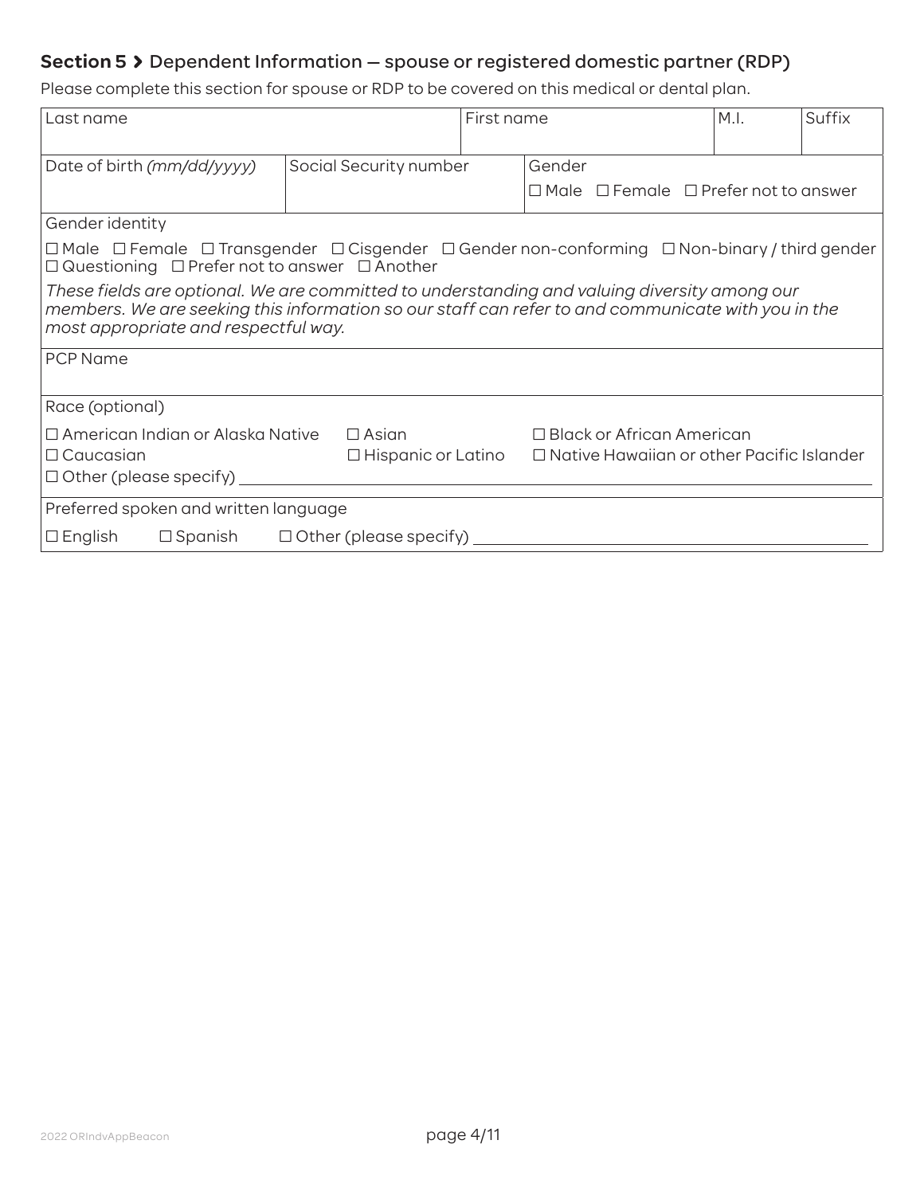## **Section 5 ›** Dependent Information — spouse or registered domestic partner (RDP)

Please complete this section for spouse or RDP to be covered on this medical or dental plan.

| Last name | First name | M.I. | Suffix |
|---|---|---|---|
| | | | |

| Date of birth *(mm/dd/yyyy)* | Social Security number | Gender |
|---|---|---|
| | | ☐ Male ☐ Female ☐ Prefer not to answer |

Gender identity

☐ Male ☐ Female ☐ Transgender ☐ Cisgender ☐ Gender non-conforming ☐ Non-binary / third gender ☐ Questioning ☐ Prefer not to answer ☐ Another

*These fields are optional. We are committed to understanding and valuing diversity among our members. We are seeking this information so our staff can refer to and communicate with you in the most appropriate and respectful way.*

PCP Name

Race (optional)

☐ American Indian or Alaska Native ☐ Asian ☐ Black or African American
☐ Caucasian ☐ Hispanic or Latino ☐ Native Hawaiian or other Pacific Islander
☐ Other (please specify) ____________________

Preferred spoken and written language

☐ English ☐ Spanish ☐ Other (please specify) ____________________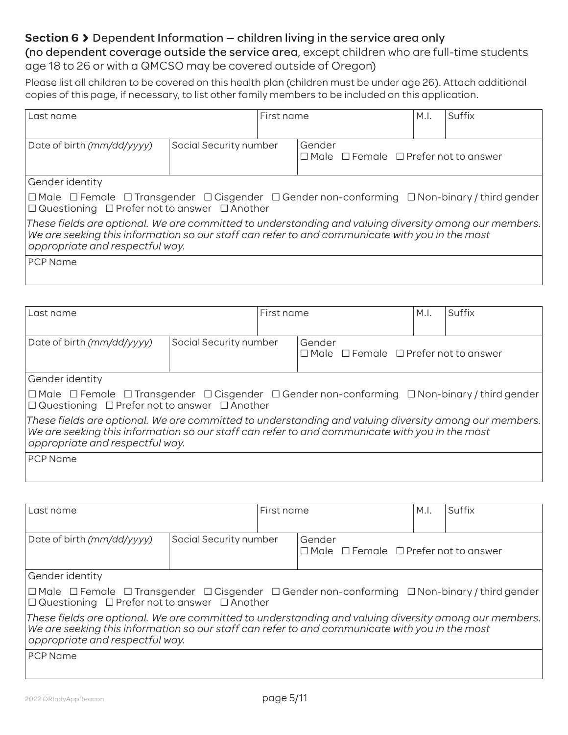**Section 6 ›** Dependent Information — children living in the service area only
(**no dependent coverage outside the service area**, except children who are full-time students age 18 to 26 or with a QMCSO may be covered outside of Oregon)

Please list all children to be covered on this health plan (children must be under age 26). Attach additional copies of this page, if necessary, to list other family members to be included on this application.

| Last name | | First name | M.I. | Suffix |
|---|---|---|---|---|
| Date of birth *(mm/dd/yyyy)* | Social Security number | Gender<br>☐ Male ☐ Female ☐ Prefer not to answer | | |
| Gender identity<br>☐ Male ☐ Female ☐ Transgender ☐ Cisgender ☐ Gender non-conforming ☐ Non-binary / third gender ☐ Questioning ☐ Prefer not to answer ☐ Another | | | | |
| *These fields are optional. We are committed to understanding and valuing diversity among our members. We are seeking this information so our staff can refer to and communicate with you in the most appropriate and respectful way.* | | | | |
| PCP Name | | | | |

| Last name | | First name | M.I. | Suffix |
|---|---|---|---|---|
| Date of birth *(mm/dd/yyyy)* | Social Security number | Gender<br>☐ Male ☐ Female ☐ Prefer not to answer | | |
| Gender identity<br>☐ Male ☐ Female ☐ Transgender ☐ Cisgender ☐ Gender non-conforming ☐ Non-binary / third gender ☐ Questioning ☐ Prefer not to answer ☐ Another | | | | |
| *These fields are optional. We are committed to understanding and valuing diversity among our members. We are seeking this information so our staff can refer to and communicate with you in the most appropriate and respectful way.* | | | | |
| PCP Name | | | | |

| Last name | | First name | M.I. | Suffix |
|---|---|---|---|---|
| Date of birth *(mm/dd/yyyy)* | Social Security number | Gender<br>☐ Male ☐ Female ☐ Prefer not to answer | | |
| Gender identity<br>☐ Male ☐ Female ☐ Transgender ☐ Cisgender ☐ Gender non-conforming ☐ Non-binary / third gender ☐ Questioning ☐ Prefer not to answer ☐ Another | | | | |
| *These fields are optional. We are committed to understanding and valuing diversity among our members. We are seeking this information so our staff can refer to and communicate with you in the most appropriate and respectful way.* | | | | |
| PCP Name | | | | |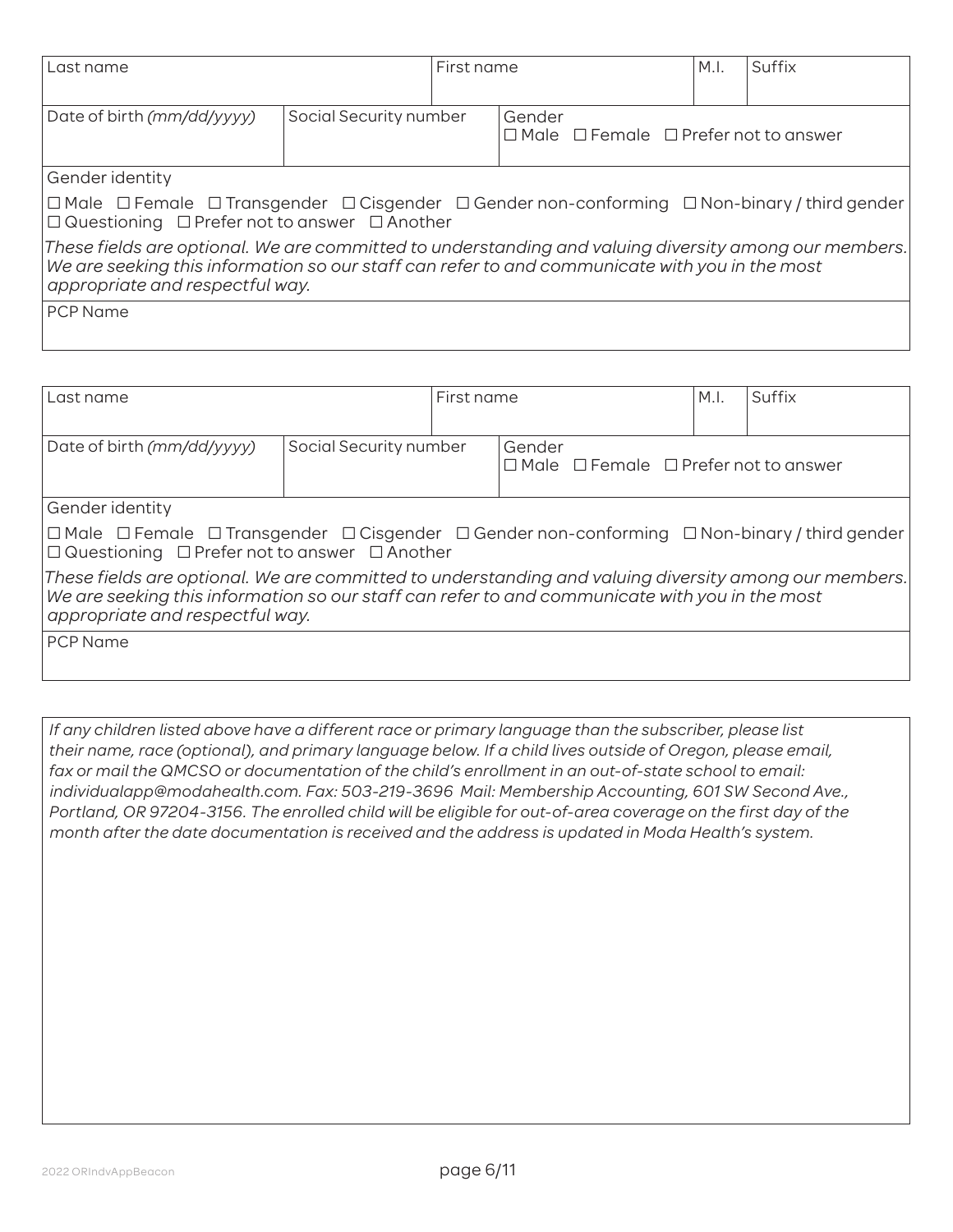| Last name | | First name | M.I. | Suffix |
|---|---|---|---|---|
| Date of birth *(mm/dd/yyyy)* | Social Security number | Gender<br>☐ Male ☐ Female ☐ Prefer not to answer | | |

Gender identity

☐ Male ☐ Female ☐ Transgender ☐ Cisgender ☐ Gender non-conforming ☐ Non-binary / third gender ☐ Questioning ☐ Prefer not to answer ☐ Another

*These fields are optional. We are committed to understanding and valuing diversity among our members. We are seeking this information so our staff can refer to and communicate with you in the most appropriate and respectful way.*

PCP Name

| Last name | | First name | M.I. | Suffix |
|---|---|---|---|---|
| Date of birth *(mm/dd/yyyy)* | Social Security number | Gender<br>☐ Male ☐ Female ☐ Prefer not to answer | | |

Gender identity

☐ Male ☐ Female ☐ Transgender ☐ Cisgender ☐ Gender non-conforming ☐ Non-binary / third gender ☐ Questioning ☐ Prefer not to answer ☐ Another

*These fields are optional. We are committed to understanding and valuing diversity among our members. We are seeking this information so our staff can refer to and communicate with you in the most appropriate and respectful way.*

PCP Name

*If any children listed above have a different race or primary language than the subscriber, please list their name, race (optional), and primary language below. If a child lives outside of Oregon, please email, fax or mail the QMCSO or documentation of the child's enrollment in an out-of-state school to email: individualapp@modahealth.com. Fax: 503-219-3696 Mail: Membership Accounting, 601 SW Second Ave., Portland, OR 97204-3156. The enrolled child will be eligible for out-of-area coverage on the first day of the month after the date documentation is received and the address is updated in Moda Health's system.*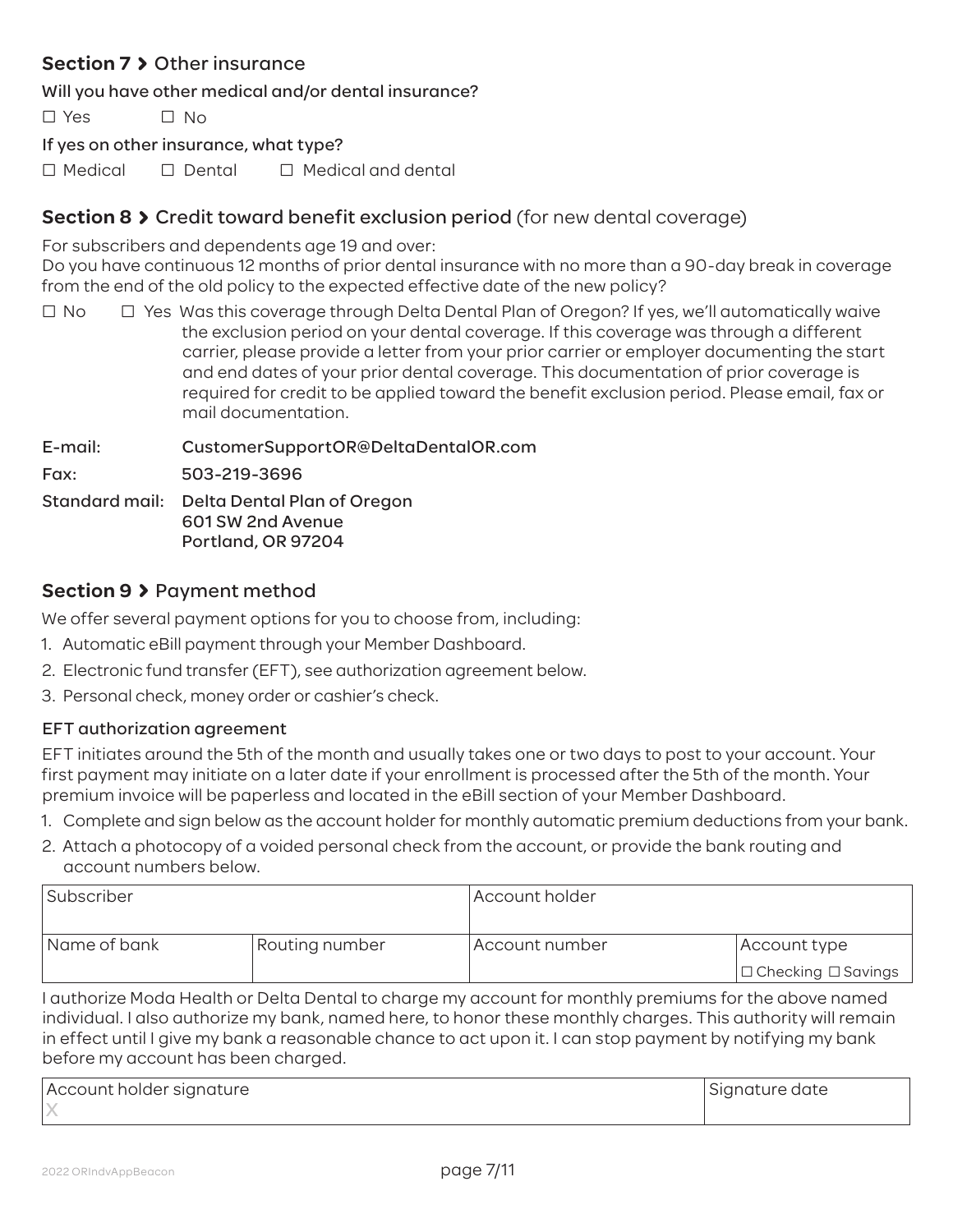## Section 7 › Other insurance

**Will you have other medical and/or dental insurance?**

☐ Yes ☐ No

**If yes on other insurance, what type?**

☐ Medical ☐ Dental ☐ Medical and dental

## Section 8 › Credit toward benefit exclusion period (for new dental coverage)

For subscribers and dependents age 19 and over:
Do you have continuous 12 months of prior dental insurance with no more than a 90-day break in coverage from the end of the old policy to the expected effective date of the new policy?

☐ No ☐ Yes Was this coverage through Delta Dental Plan of Oregon? If yes, we'll automatically waive the exclusion period on your dental coverage. If this coverage was through a different carrier, please provide a letter from your prior carrier or employer documenting the start and end dates of your prior dental coverage. This documentation of prior coverage is required for credit to be applied toward the benefit exclusion period. Please email, fax or mail documentation.

**E-mail:** CustomerSupportOR@DeltaDentalOR.com

**Fax:** 503-219-3696

**Standard mail:** Delta Dental Plan of Oregon
601 SW 2nd Avenue
Portland, OR 97204

## Section 9 › Payment method

We offer several payment options for you to choose from, including:

1. Automatic eBill payment through your Member Dashboard.
2. Electronic fund transfer (EFT), see authorization agreement below.
3. Personal check, money order or cashier's check.

### EFT authorization agreement

EFT initiates around the 5th of the month and usually takes one or two days to post to your account. Your first payment may initiate on a later date if your enrollment is processed after the 5th of the month. Your premium invoice will be paperless and located in the eBill section of your Member Dashboard.

1. Complete and sign below as the account holder for monthly automatic premium deductions from your bank.
2. Attach a photocopy of a voided personal check from the account, or provide the bank routing and account numbers below.

| Subscriber | | Account holder | |
|---|---|---|---|
| Name of bank | Routing number | Account number | Account type<br>☐ Checking ☐ Savings |

I authorize Moda Health or Delta Dental to charge my account for monthly premiums for the above named individual. I also authorize my bank, named here, to honor these monthly charges. This authority will remain in effect until I give my bank a reasonable chance to act upon it. I can stop payment by notifying my bank before my account has been charged.

| Account holder signature | Signature date |
|---|---|
| X | |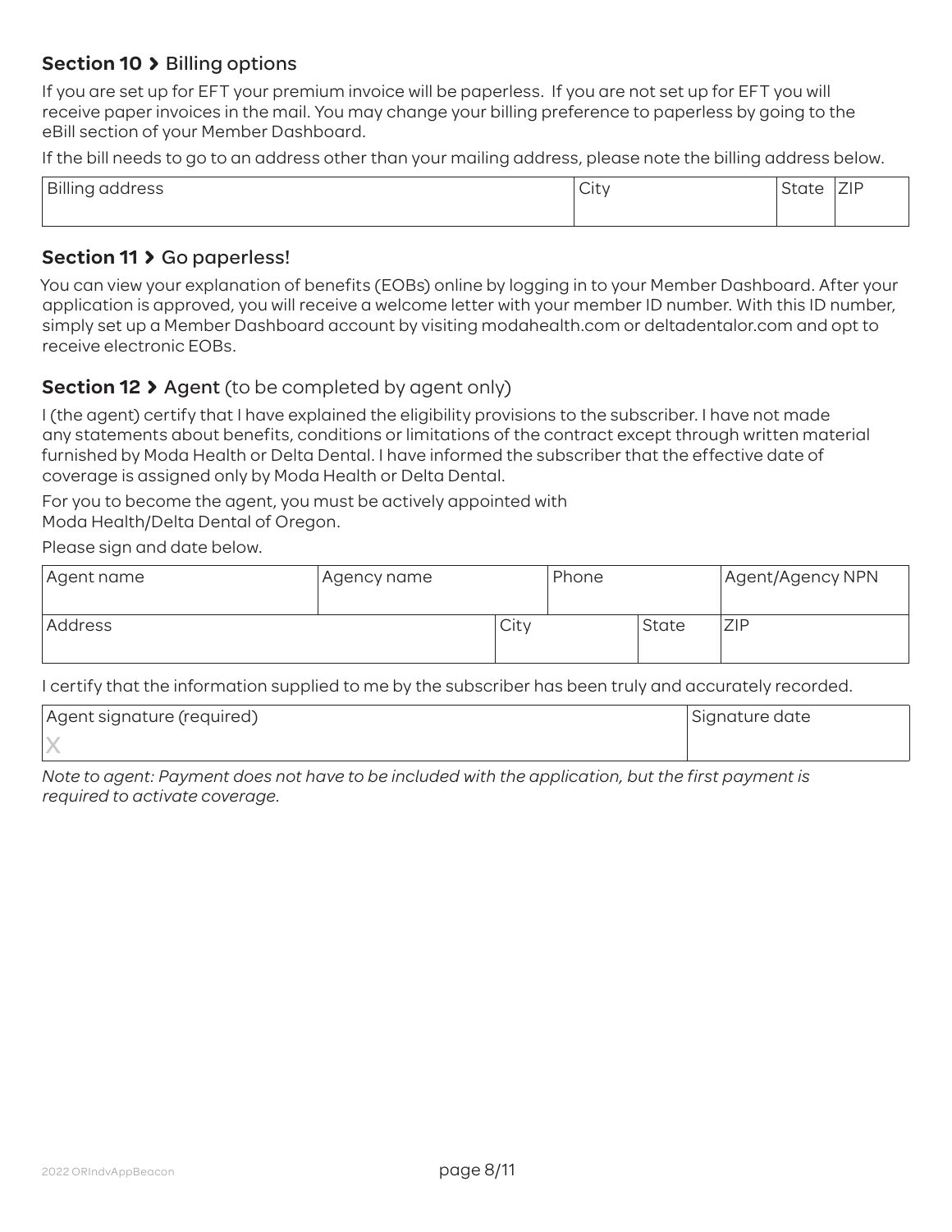## Section 10 › Billing options

If you are set up for EFT your premium invoice will be paperless. If you are not set up for EFT you will receive paper invoices in the mail. You may change your billing preference to paperless by going to the eBill section of your Member Dashboard.

If the bill needs to go to an address other than your mailing address, please note the billing address below.

| Billing address | City | State | ZIP |
|---|---|---|---|
| | | | |

## Section 11 › Go paperless!

You can view your explanation of benefits (EOBs) online by logging in to your Member Dashboard. After your application is approved, you will receive a welcome letter with your member ID number. With this ID number, simply set up a Member Dashboard account by visiting modahealth.com or deltadentalor.com and opt to receive electronic EOBs.

## Section 12 › Agent (to be completed by agent only)

I (the agent) certify that I have explained the eligibility provisions to the subscriber. I have not made any statements about benefits, conditions or limitations of the contract except through written material furnished by Moda Health or Delta Dental. I have informed the subscriber that the effective date of coverage is assigned only by Moda Health or Delta Dental.

For you to become the agent, you must be actively appointed with Moda Health/Delta Dental of Oregon.

Please sign and date below.

| Agent name | Agency name | | Phone | | Agent/Agency NPN |
|---|---|---|---|---|---|
| | | | | | |
| Address | | City | | State | ZIP |
| | | | | | |

I certify that the information supplied to me by the subscriber has been truly and accurately recorded.

| Agent signature (required) | Signature date |
|---|---|
| X | |

*Note to agent: Payment does not have to be included with the application, but the first payment is required to activate coverage.*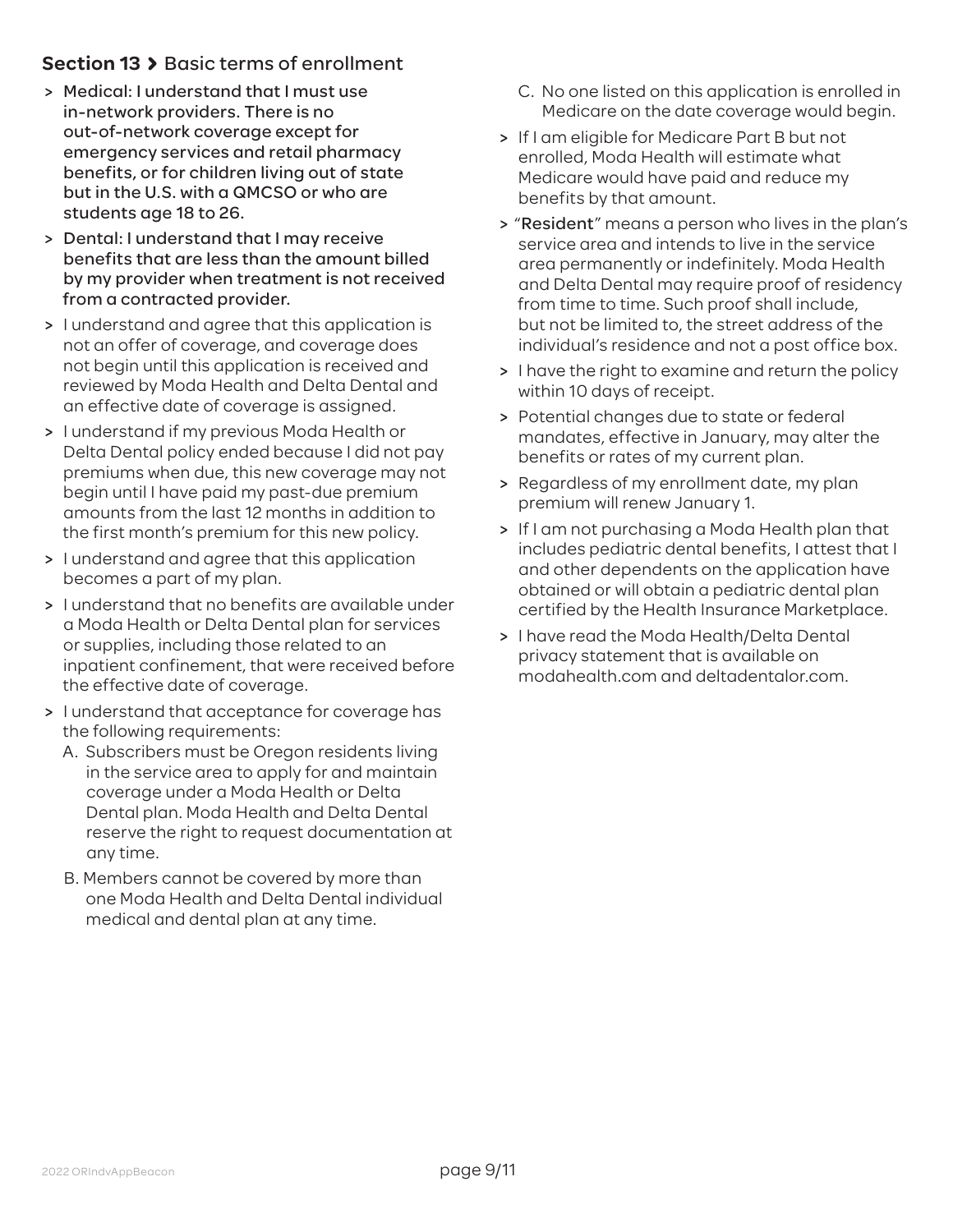## Section 13 › Basic terms of enrollment

- **Medical: I understand that I must use in-network providers. There is no out-of-network coverage except for emergency services and retail pharmacy benefits, or for children living out of state but in the U.S. with a QMCSO or who are students age 18 to 26.**
- **Dental: I understand that I may receive benefits that are less than the amount billed by my provider when treatment is not received from a contracted provider.**
- I understand and agree that this application is not an offer of coverage, and coverage does not begin until this application is received and reviewed by Moda Health and Delta Dental and an effective date of coverage is assigned.
- I understand if my previous Moda Health or Delta Dental policy ended because I did not pay premiums when due, this new coverage may not begin until I have paid my past-due premium amounts from the last 12 months in addition to the first month's premium for this new policy.
- I understand and agree that this application becomes a part of my plan.
- I understand that no benefits are available under a Moda Health or Delta Dental plan for services or supplies, including those related to an inpatient confinement, that were received before the effective date of coverage.
- I understand that acceptance for coverage has the following requirements:
  - A. Subscribers must be Oregon residents living in the service area to apply for and maintain coverage under a Moda Health or Delta Dental plan. Moda Health and Delta Dental reserve the right to request documentation at any time.
  - B. Members cannot be covered by more than one Moda Health and Delta Dental individual medical and dental plan at any time.
  - C. No one listed on this application is enrolled in Medicare on the date coverage would begin.
- If I am eligible for Medicare Part B but not enrolled, Moda Health will estimate what Medicare would have paid and reduce my benefits by that amount.
- "**Resident**" means a person who lives in the plan's service area and intends to live in the service area permanently or indefinitely. Moda Health and Delta Dental may require proof of residency from time to time. Such proof shall include, but not be limited to, the street address of the individual's residence and not a post office box.
- I have the right to examine and return the policy within 10 days of receipt.
- Potential changes due to state or federal mandates, effective in January, may alter the benefits or rates of my current plan.
- Regardless of my enrollment date, my plan premium will renew January 1.
- If I am not purchasing a Moda Health plan that includes pediatric dental benefits, I attest that I and other dependents on the application have obtained or will obtain a pediatric dental plan certified by the Health Insurance Marketplace.
- I have read the Moda Health/Delta Dental privacy statement that is available on modahealth.com and deltadentalor.com.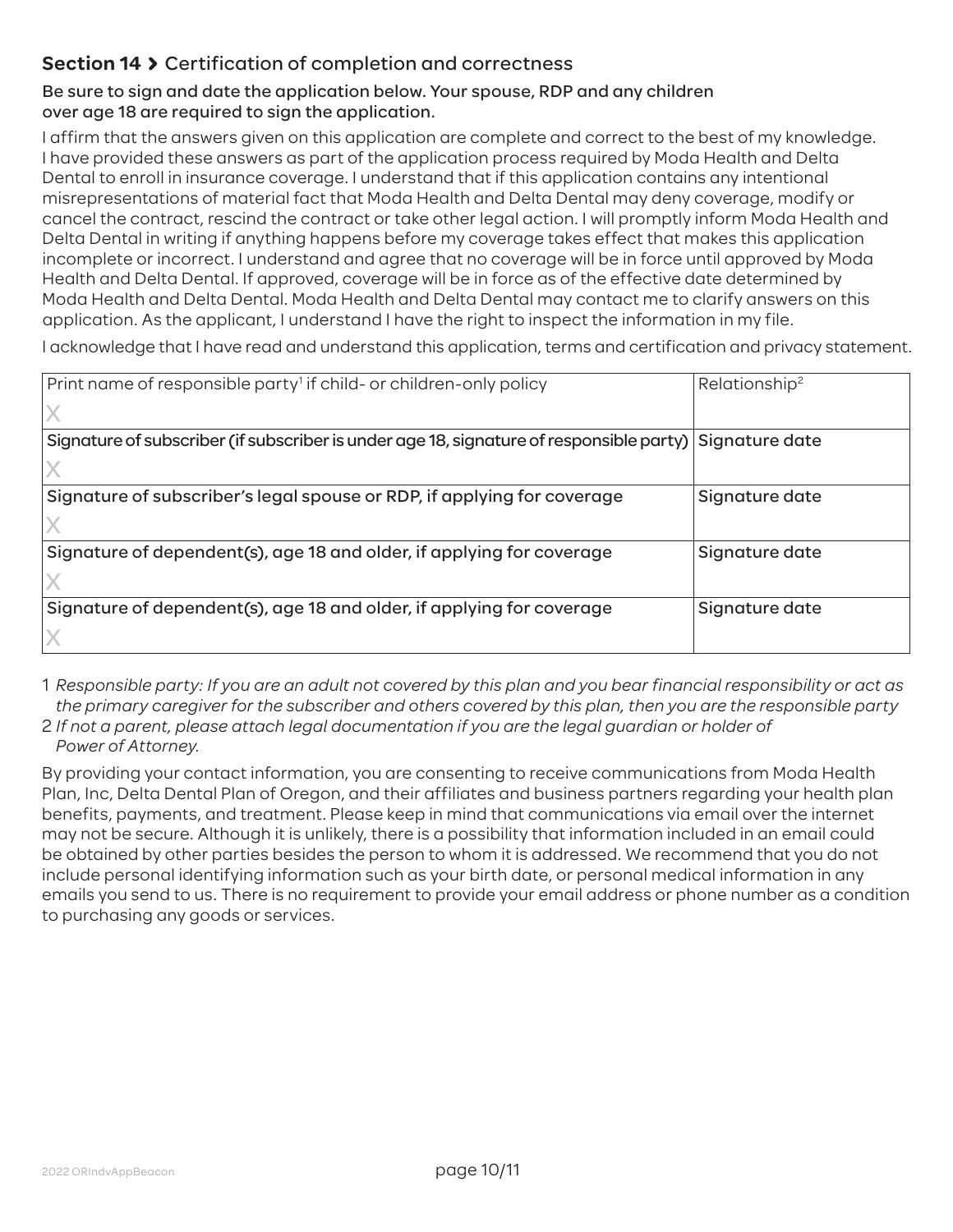## Section 14 › Certification of completion and correctness

**Be sure to sign and date the application below. Your spouse, RDP and any children over age 18 are required to sign the application.**

I affirm that the answers given on this application are complete and correct to the best of my knowledge. I have provided these answers as part of the application process required by Moda Health and Delta Dental to enroll in insurance coverage. I understand that if this application contains any intentional misrepresentations of material fact that Moda Health and Delta Dental may deny coverage, modify or cancel the contract, rescind the contract or take other legal action. I will promptly inform Moda Health and Delta Dental in writing if anything happens before my coverage takes effect that makes this application incomplete or incorrect. I understand and agree that no coverage will be in force until approved by Moda Health and Delta Dental. If approved, coverage will be in force as of the effective date determined by Moda Health and Delta Dental. Moda Health and Delta Dental may contact me to clarify answers on this application. As the applicant, I understand I have the right to inspect the information in my file.

I acknowledge that I have read and understand this application, terms and certification and privacy statement.

| Print name of responsible party[1] if child- or children-only policy | Relationship[2] |
|---|---|
| X | |
| **Signature of subscriber (if subscriber is under age 18, signature of responsible party)** | **Signature date** |
| X | |
| **Signature of subscriber's legal spouse or RDP, if applying for coverage** | **Signature date** |
| X | |
| **Signature of dependent(s), age 18 and older, if applying for coverage** | **Signature date** |
| X | |
| **Signature of dependent(s), age 18 and older, if applying for coverage** | **Signature date** |
| X | |

1 *Responsible party: If you are an adult not covered by this plan and you bear financial responsibility or act as the primary caregiver for the subscriber and others covered by this plan, then you are the responsible party*

2 *If not a parent, please attach legal documentation if you are the legal guardian or holder of Power of Attorney.*

By providing your contact information, you are consenting to receive communications from Moda Health Plan, Inc, Delta Dental Plan of Oregon, and their affiliates and business partners regarding your health plan benefits, payments, and treatment. Please keep in mind that communications via email over the internet may not be secure. Although it is unlikely, there is a possibility that information included in an email could be obtained by other parties besides the person to whom it is addressed. We recommend that you do not include personal identifying information such as your birth date, or personal medical information in any emails you send to us. There is no requirement to provide your email address or phone number as a condition to purchasing any goods or services.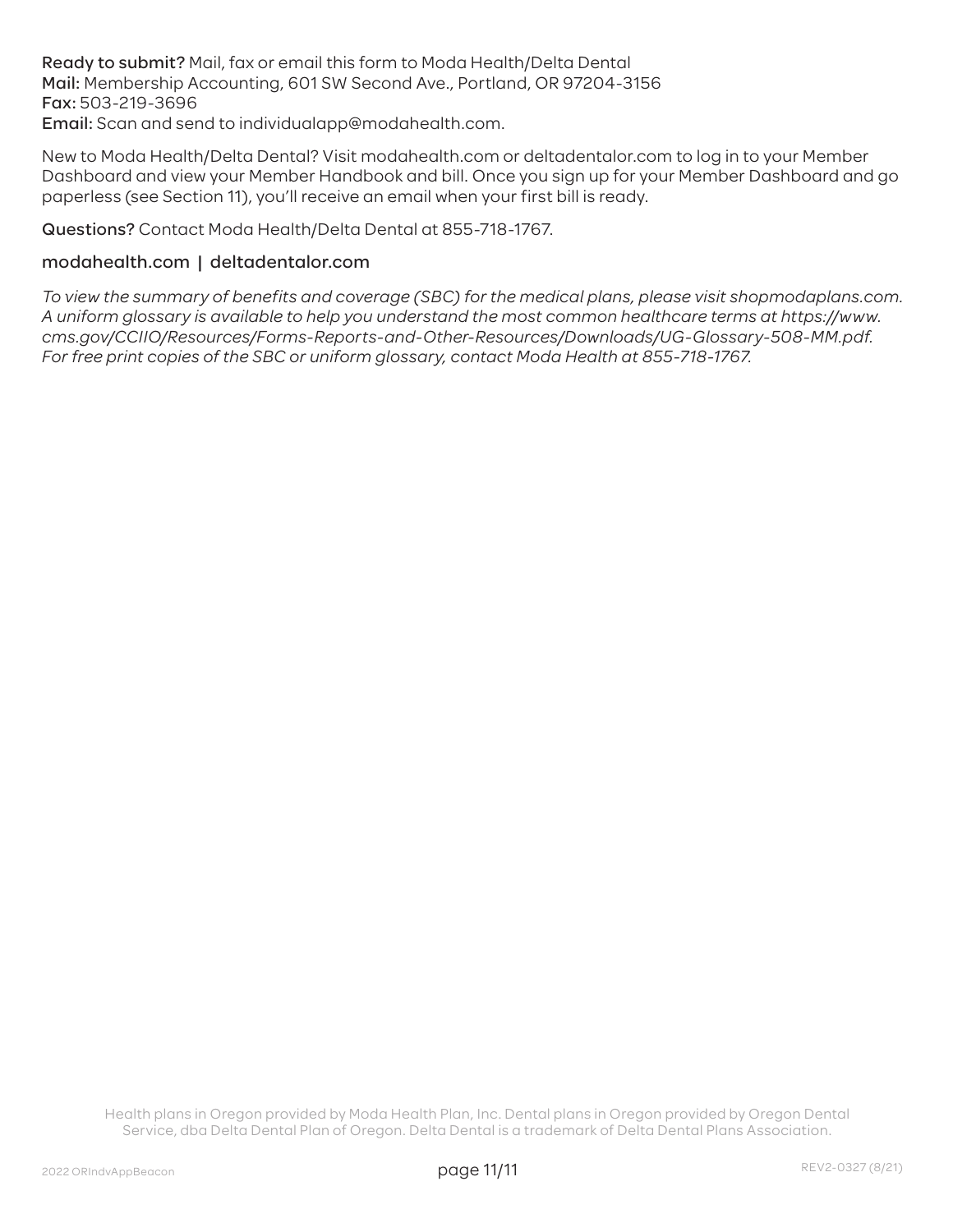**Ready to submit?** Mail, fax or email this form to Moda Health/Delta Dental
**Mail:** Membership Accounting, 601 SW Second Ave., Portland, OR 97204-3156
**Fax:** 503-219-3696
**Email:** Scan and send to individualapp@modahealth.com.

New to Moda Health/Delta Dental? Visit modahealth.com or deltadentalor.com to log in to your Member Dashboard and view your Member Handbook and bill. Once you sign up for your Member Dashboard and go paperless (see Section 11), you'll receive an email when your first bill is ready.

**Questions?** Contact Moda Health/Delta Dental at 855-718-1767.

**modahealth.com | deltadentalor.com**

*To view the summary of benefits and coverage (SBC) for the medical plans, please visit shopmodaplans.com. A uniform glossary is available to help you understand the most common healthcare terms at https://www.cms.gov/CCIIO/Resources/Forms-Reports-and-Other-Resources/Downloads/UG-Glossary-508-MM.pdf. For free print copies of the SBC or uniform glossary, contact Moda Health at 855-718-1767.*

Health plans in Oregon provided by Moda Health Plan, Inc. Dental plans in Oregon provided by Oregon Dental Service, dba Delta Dental Plan of Oregon. Delta Dental is a trademark of Delta Dental Plans Association.

2022 ORIndvAppBeacon REV2-0327 (8/21)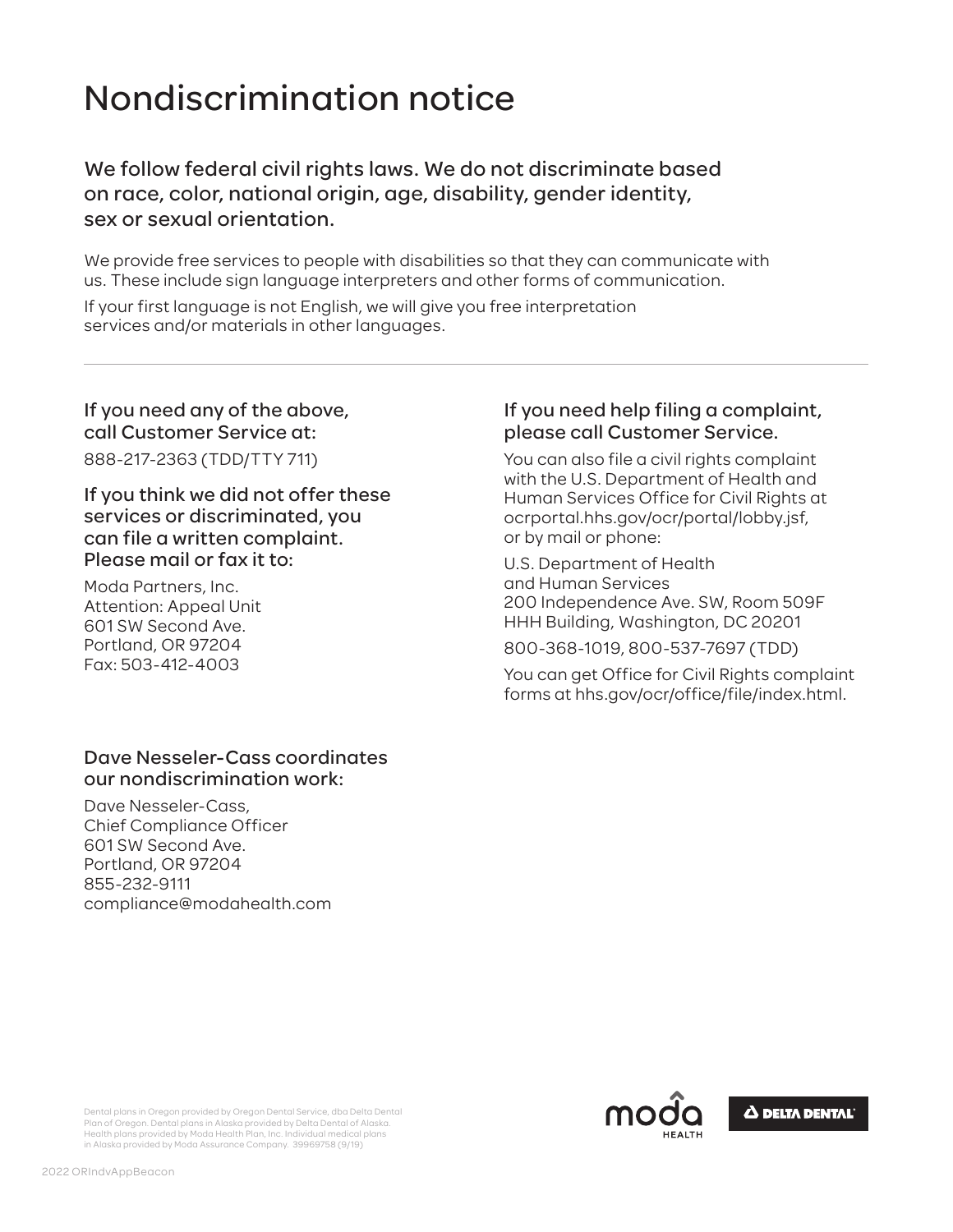# Nondiscrimination notice

## We follow federal civil rights laws. We do not discriminate based on race, color, national origin, age, disability, gender identity, sex or sexual orientation.

We provide free services to people with disabilities so that they can communicate with us. These include sign language interpreters and other forms of communication.

If your first language is not English, we will give you free interpretation services and/or materials in other languages.

---

### If you need any of the above, call Customer Service at:

888-217-2363 (TDD/TTY 711)

### If you think we did not offer these services or discriminated, you can file a written complaint. Please mail or fax it to:

Moda Partners, Inc.
Attention: Appeal Unit
601 SW Second Ave.
Portland, OR 97204
Fax: 503-412-4003

### If you need help filing a complaint, please call Customer Service.

You can also file a civil rights complaint with the U.S. Department of Health and Human Services Office for Civil Rights at ocrportal.hhs.gov/ocr/portal/lobby.jsf, or by mail or phone:

U.S. Department of Health
and Human Services
200 Independence Ave. SW, Room 509F
HHH Building, Washington, DC 20201

800-368-1019, 800-537-7697 (TDD)

You can get Office for Civil Rights complaint forms at hhs.gov/ocr/office/file/index.html.

### Dave Nesseler-Cass coordinates our nondiscrimination work:

Dave Nesseler-Cass,
Chief Compliance Officer
601 SW Second Ave.
Portland, OR 97204
855-232-9111
compliance@modahealth.com

Dental plans in Oregon provided by Oregon Dental Service, dba Delta Dental Plan of Oregon. Dental plans in Alaska provided by Delta Dental of Alaska. Health plans provided by Moda Health Plan, Inc. Individual medical plans in Alaska provided by Moda Assurance Company. 39969758 (9/19)

moda HEALTH

DELTA DENTAL

2022 ORIndvAppBeacon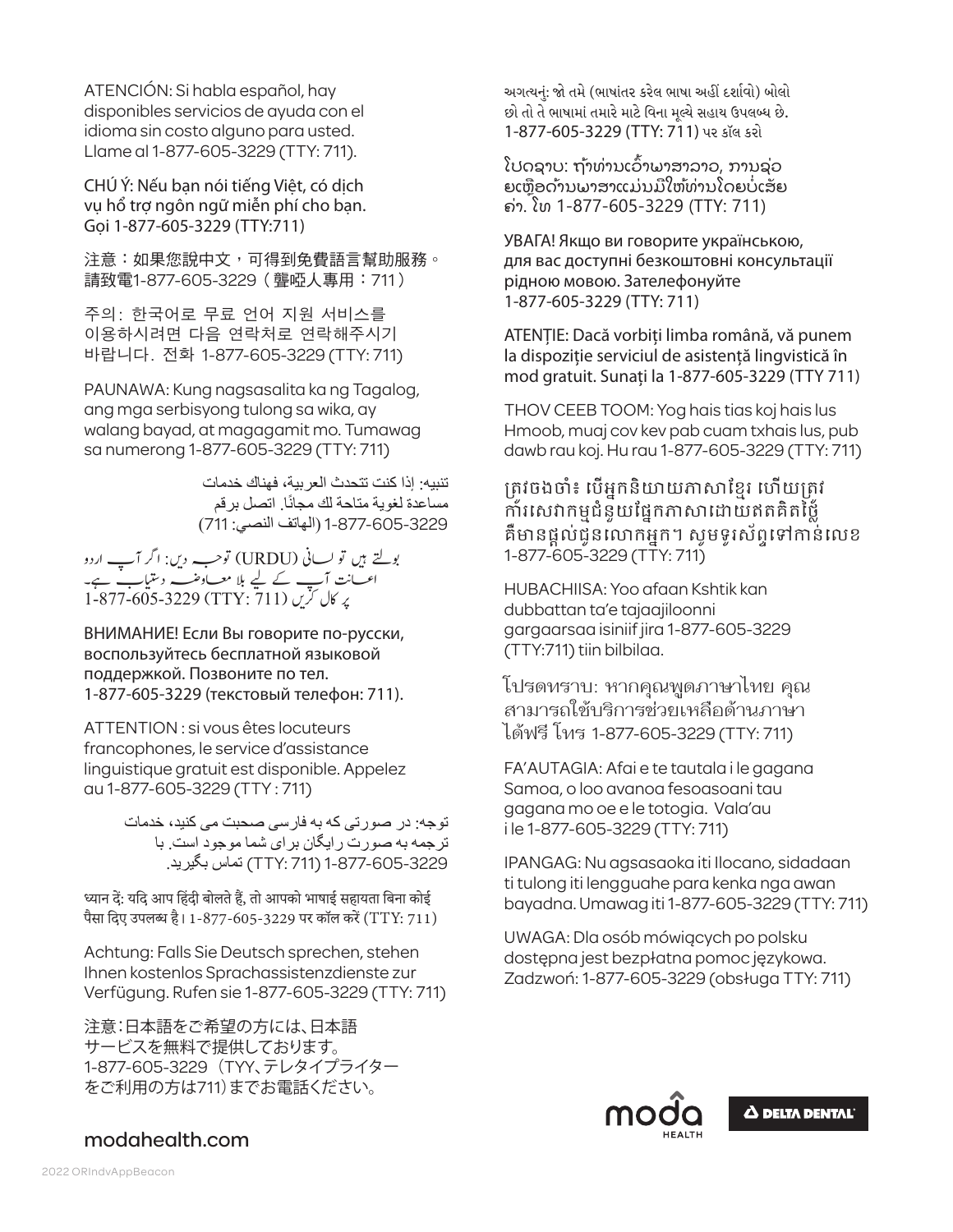ATENCIÓN: Si habla español, hay disponibles servicios de ayuda con el idioma sin costo alguno para usted. Llame al 1-877-605-3229 (TTY: 711).

CHÚ Ý: Nếu bạn nói tiếng Việt, có dịch vụ hổ trợ ngôn ngữ miễn phí cho bạn. Gọi 1-877-605-3229 (TTY:711)

注意：如果您說中文，可得到免費語言幫助服務。請致電1-877-605-3229（聾啞人專用：711）

주의: 한국어로 무료 언어 지원 서비스를 이용하시려면 다음 연락처로 연락해주시기 바랍니다. 전화 1-877-605-3229 (TTY: 711)

PAUNAWA: Kung nagsasalita ka ng Tagalog, ang mga serbisyong tulong sa wika, ay walang bayad, at magagamit mo. Tumawag sa numerong 1-877-605-3229 (TTY: 711)

تنبيه: إذا كنت تتحدث العربية، فهناك خدمات مساعدة لغوية متاحة لك مجانًا. اتصل برقم 1-877-605-3229 (الهاتف النصي: 711)

بولتے ہیں تو لسانی (URDU) توجہ دیں: اگر آپ اردو اعانت آپ کے لیے بلا معاوضہ دستیاب ہے۔ 1-877-605-3229 (TTY: 711) پر کال کریں

ВНИМАНИЕ! Если Вы говорите по-русски, воспользуйтесь бесплатной языковой поддержкой. Позвоните по тел. 1-877-605-3229 (текстовый телефон: 711).

ATTENTION : si vous êtes locuteurs francophones, le service d'assistance linguistique gratuit est disponible. Appelez au 1-877-605-3229 (TTY : 711)

توجه: در صورتی که به فارسی صحبت می کنید، خدمات ترجمه به صورت رایگان برای شما موجود است. با 1-877-605-3229 (TTY: 711) تماس بگیرید.

ध्यान दें: यदि आप हिंदी बोलते हैं, तो आपको भाषाई सहायता बिना कोई पैसा दिए उपलब्ध है। 1-877-605-3229 पर कॉल करें (TTY: 711)

Achtung: Falls Sie Deutsch sprechen, stehen Ihnen kostenlos Sprachassistenzdienste zur Verfügung. Rufen sie 1-877-605-3229 (TTY: 711)

注意：日本語をご希望の方には、日本語サービスを無料で提供しております。1-877-605-3229（TYY、テレタイプライターをご利用の方は711）までお電話ください。

અગત્યનું: જો તમે (ભાષાંતર કરેલ ભાષા અહીં દર્શાવો) બોલો છો તો તે ભાષામાં તમારે માટે વિના મૂલ્યે સહાય ઉપલબ્ધ છે. 1-877-605-3229 (TTY: 711) પર કૉલ કરો

ໂປດຊາບ: ຖ້າທ່ານເວົ້າພາສາລາວ, ການຊ່ວຍເຫຼືອດ້ານພາສາແມ່ນມີໃຫ້ທ່ານໂດຍບໍ່ເສັຍຄ່າ. ໂທ 1-877-605-3229 (TTY: 711)

УВАГА! Якщо ви говорите українською, для вас доступні безкоштовні консультації рідною мовою. Зателефонуйте 1-877-605-3229 (TTY: 711)

ATENȚIE: Dacă vorbiți limba română, vă punem la dispoziție serviciul de asistență lingvistică în mod gratuit. Sunați la 1-877-605-3229 (TTY 711)

THOV CEEB TOOM: Yog hais tias koj hais lus Hmoob, muaj cov kev pab cuam txhais lus, pub dawb rau koj. Hu rau 1-877-605-3229 (TTY: 711)

ប្រយ័ត្ន៖ បើអ្នកនិយាយភាសាខ្មែរ ហើយត្រូវការសេវាកម្មជំនួយផ្នែកភាសាដោយឥតគិតថ្លៃ គឺមានផ្តល់ជូនលោកអ្នក។ សូមទូរស័ព្ទទៅកាន់លេខ 1-877-605-3229 (TTY: 711)

HUBACHIISA: Yoo afaan Kshtik kan dubbattan ta'e tajaajiloonni gargaarsaa isiniif jira 1-877-605-3229 (TTY:711) tiin bilbilaa.

โปรดทราบ: หากคุณพูดภาษาไทย คุณสามารถใช้บริการช่วยเหลือด้านภาษาได้ฟรี โทร 1-877-605-3229 (TTY: 711)

FA'AUTAGIA: Afai e te tautala i le gagana Samoa, o loo avanoa fesoasoani tau gagana mo oe e le totogia. Vala'au i le 1-877-605-3229 (TTY: 711)

IPANGAG: Nu agsasaoka iti Ilocano, sidadaan ti tulong iti lengguahe para kenka nga awan bayadna. Umawag iti 1-877-605-3229 (TTY: 711)

UWAGA: Dla osób mówiących po polsku dostępna jest bezpłatna pomoc językowa. Zadzwoń: 1-877-605-3229 (obsługa TTY: 711)

modahealth.com

moda HEALTH

DELTA DENTAL

2022 ORIndvAppBeacon